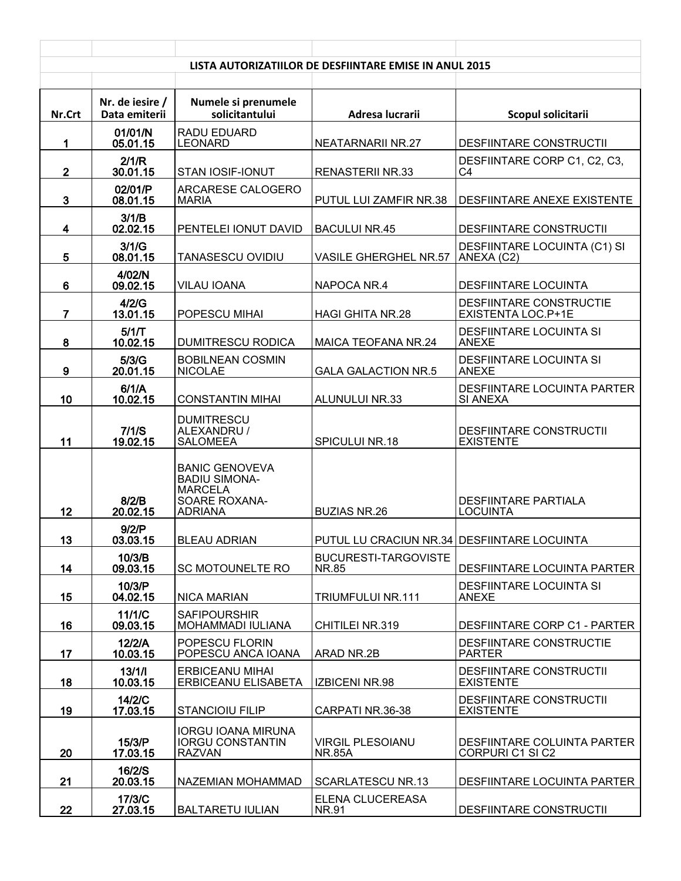## LISTA AUTORIZATIILOR DE DESFIINTARE EMISE IN ANUL 2015

| Nr.Crt | Nr. de iesire / Data emiterii | Numele si prenumele solicitantului | Adresa lucrarii | Scopul solicitarii |
|---|---|---|---|---|
| 1 | 01/01/N 05.01.15 | RADU EDUARD LEONARD | NEATARNARII NR.27 | DESFIINTARE CONSTRUCTII |
| 2 | 2/1/R 30.01.15 | STAN IOSIF-IONUT | RENASTERII NR.33 | DESFIINTARE CORP C1, C2, C3, C4 |
| 3 | 02/01/P 08.01.15 | ARCARESE CALOGERO MARIA | PUTUL LUI ZAMFIR NR.38 | DESFIINTARE ANEXE EXISTENTE |
| 4 | 3/1/B 02.02.15 | PENTELEI IONUT DAVID | BACULUI NR.45 | DESFIINTARE CONSTRUCTII |
| 5 | 3/1/G 08.01.15 | TANASESCU OVIDIU | VASILE GHERGHEL NR.57 | DESFIINTARE LOCUINTA (C1) SI ANEXA (C2) |
| 6 | 4/02/N 09.02.15 | VILAU IOANA | NAPOCA NR.4 | DESFIINTARE LOCUINTA |
| 7 | 4/2/G 13.01.15 | POPESCU MIHAI | HAGI GHITA NR.28 | DESFIINTARE CONSTRUCTIE EXISTENTA LOC.P+1E |
| 8 | 5/1/T 10.02.15 | DUMITRESCU RODICA | MAICA TEOFANA NR.24 | DESFIINTARE LOCUINTA SI ANEXE |
| 9 | 5/3/G 20.01.15 | BOBILNEAN COSMIN NICOLAE | GALA GALACTION NR.5 | DESFIINTARE LOCUINTA SI ANEXE |
| 10 | 6/1/A 10.02.15 | CONSTANTIN MIHAI | ALUNULUI NR.33 | DESFIINTARE LOCUINTA PARTER SI ANEXA |
| 11 | 7/1/S 19.02.15 | DUMITRESCU ALEXANDRU / SALOMEEA | SPICULUI NR.18 | DESFIINTARE CONSTRUCTII EXISTENTE |
| 12 | 8/2/B 20.02.15 | BANIC GENOVEVA BADIU SIMONA-MARCELA SOARE ROXANA-ADRIANA | BUZIAS NR.26 | DESFIINTARE PARTIALA LOCUINTA |
| 13 | 9/2/P 03.03.15 | BLEAU ADRIAN | PUTUL LU CRACIUN NR.34 | DESFIINTARE LOCUINTA |
| 14 | 10/3/B 09.03.15 | SC MOTOUNELTE RO | BUCURESTI-TARGOVISTE NR.85 | DESFIINTARE LOCUINTA PARTER |
| 15 | 10/3/P 04.02.15 | NICA MARIAN | TRIUMFULUI NR.111 | DESFIINTARE LOCUINTA SI ANEXE |
| 16 | 11/1/C 09.03.15 | SAFIPOURSHIR MOHAMMADI IULIANA | CHITILEI NR.319 | DESFIINTARE CORP C1 - PARTER |
| 17 | 12/2/A 10.03.15 | POPESCU FLORIN POPESCU ANCA IOANA | ARAD NR.2B | DESFIINTARE CONSTRUCTIE PARTER |
| 18 | 13/1/I 10.03.15 | ERBICEANU MIHAI ERBICEANU ELISABETA | IZBICENI NR.98 | DESFIINTARE CONSTRUCTII EXISTENTE |
| 19 | 14/2/C 17.03.15 | STANCIOIU FILIP | CARPATI NR.36-38 | DESFIINTARE CONSTRUCTII EXISTENTE |
| 20 | 15/3/P 17.03.15 | IORGU IOANA MIRUNA IORGU CONSTANTIN RAZVAN | VIRGIL PLESOIANU NR.85A | DESFIINTARE COLUINTA PARTER CORPURI C1 SI C2 |
| 21 | 16/2/S 20.03.15 | NAZEMIAN MOHAMMAD | SCARLATESCU NR.13 | DESFIINTARE LOCUINTA PARTER |
| 22 | 17/3/C 27.03.15 | BALTARETU IULIAN | ELENA CLUCEREASA NR.91 | DESFIINTARE CONSTRUCTII |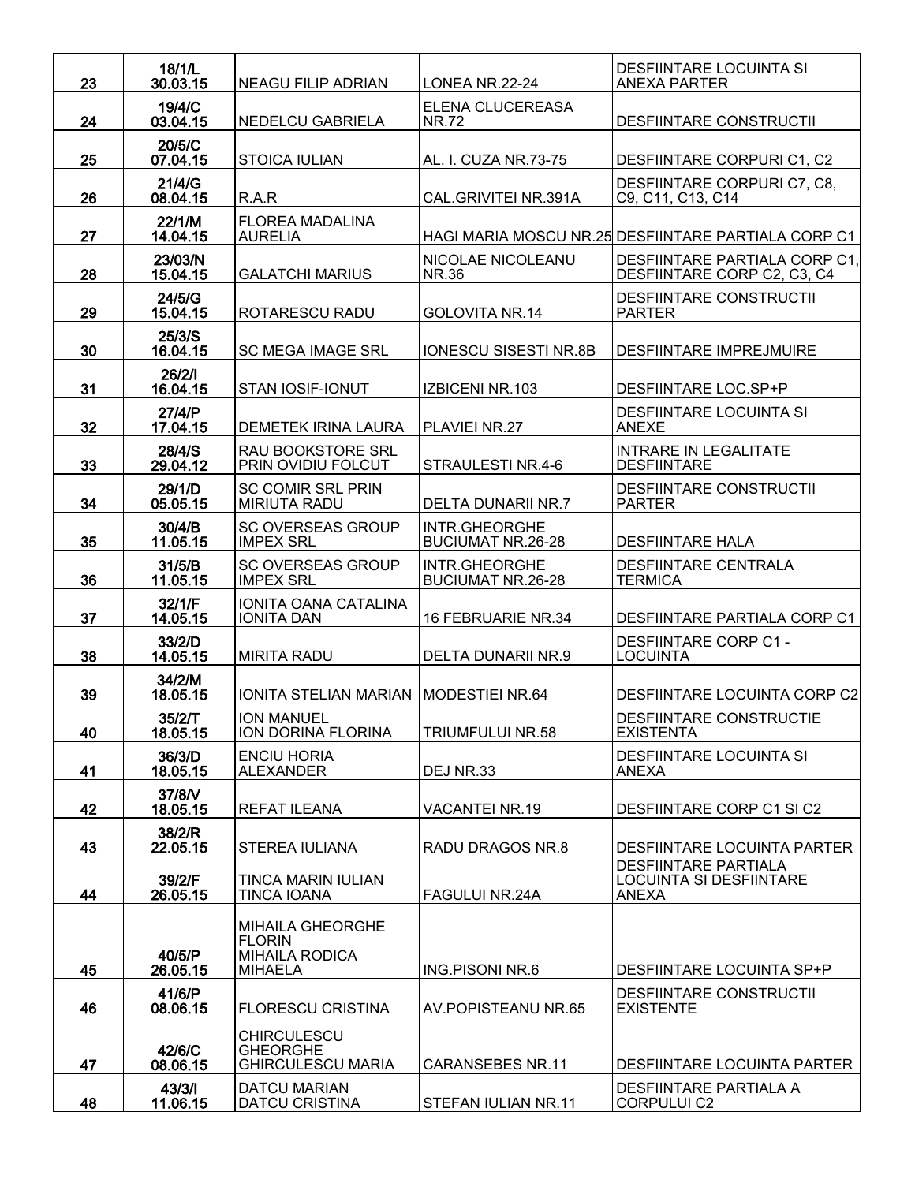| 23 | 18/1/L<br>30.03.15 | NEAGU FILIP ADRIAN | LONEA NR.22-24 | DESFIINTARE LOCUINTA SI ANEXA PARTER |
|---|---|---|---|---|
| 24 | 19/4/C<br>03.04.15 | NEDELCU GABRIELA | ELENA CLUCEREASA NR.72 | DESFIINTARE CONSTRUCTII |
| 25 | 20/5/C<br>07.04.15 | STOICA IULIAN | AL. I. CUZA NR.73-75 | DESFIINTARE CORPURI C1, C2 |
| 26 | 21/4/G<br>08.04.15 | R.A.R | CAL.GRIVITEI NR.391A | DESFIINTARE CORPURI C7, C8, C9, C11, C13, C14 |
| 27 | 22/1/M<br>14.04.15 | FLOREA MADALINA AURELIA | HAGI MARIA MOSCU NR.25 | DESFIINTARE PARTIALA CORP C1 |
| 28 | 23/03/N<br>15.04.15 | GALATCHI MARIUS | NICOLAE NICOLEANU NR.36 | DESFIINTARE PARTIALA CORP C1, DESFIINTARE CORP C2, C3, C4 |
| 29 | 24/5/G<br>15.04.15 | ROTARESCU RADU | GOLOVITA NR.14 | DESFIINTARE CONSTRUCTII PARTER |
| 30 | 25/3/S<br>16.04.15 | SC MEGA IMAGE SRL | IONESCU SISESTI NR.8B | DESFIINTARE IMPREJMUIRE |
| 31 | 26/2/I<br>16.04.15 | STAN IOSIF-IONUT | IZBICENI NR.103 | DESFIINTARE LOC.SP+P |
| 32 | 27/4/P<br>17.04.15 | DEMETEK IRINA LAURA | PLAVIEI NR.27 | DESFIINTARE LOCUINTA SI ANEXE |
| 33 | 28/4/S<br>29.04.12 | RAU BOOKSTORE SRL PRIN OVIDIU FOLCUT | STRAULESTI NR.4-6 | INTRARE IN LEGALITATE DESFIINTARE |
| 34 | 29/1/D<br>05.05.15 | SC COMIR SRL PRIN MIRIUTA RADU | DELTA DUNARII NR.7 | DESFIINTARE CONSTRUCTII PARTER |
| 35 | 30/4/B<br>11.05.15 | SC OVERSEAS GROUP IMPEX SRL | INTR.GHEORGHE BUCIUMAT NR.26-28 | DESFIINTARE HALA |
| 36 | 31/5/B<br>11.05.15 | SC OVERSEAS GROUP IMPEX SRL | INTR.GHEORGHE BUCIUMAT NR.26-28 | DESFIINTARE CENTRALA TERMICA |
| 37 | 32/1/F<br>14.05.15 | IONITA OANA CATALINA IONITA DAN | 16 FEBRUARIE NR.34 | DESFIINTARE PARTIALA CORP C1 |
| 38 | 33/2/D<br>14.05.15 | MIRITA RADU | DELTA DUNARII NR.9 | DESFIINTARE CORP C1 - LOCUINTA |
| 39 | 34/2/M<br>18.05.15 | IONITA STELIAN MARIAN | MODESTIEI NR.64 | DESFIINTARE LOCUINTA CORP C2 |
| 40 | 35/2/T<br>18.05.15 | ION MANUEL ION DORINA FLORINA | TRIUMFULUI NR.58 | DESFIINTARE CONSTRUCTIE EXISTENTA |
| 41 | 36/3/D<br>18.05.15 | ENCIU HORIA ALEXANDER | DEJ NR.33 | DESFIINTARE LOCUINTA SI ANEXA |
| 42 | 37/8/V<br>18.05.15 | REFAT ILEANA | VACANTEI NR.19 | DESFIINTARE CORP C1 SI C2 |
| 43 | 38/2/R<br>22.05.15 | STEREA IULIANA | RADU DRAGOS NR.8 | DESFIINTARE LOCUINTA PARTER |
| 44 | 39/2/F<br>26.05.15 | TINCA MARIN IULIAN TINCA IOANA | FAGULUI NR.24A | DESFIINTARE PARTIALA LOCUINTA SI DESFIINTARE ANEXA |
| 45 | 40/5/P<br>26.05.15 | MIHAILA GHEORGHE FLORIN MIHAILA RODICA MIHAELA | ING.PISONI NR.6 | DESFIINTARE LOCUINTA SP+P |
| 46 | 41/6/P<br>08.06.15 | FLORESCU CRISTINA | AV.POPISTEANU NR.65 | DESFIINTARE CONSTRUCTII EXISTENTE |
| 47 | 42/6/C<br>08.06.15 | CHIRCULESCU GHEORGHE GHIRCULESCU MARIA | CARANSEBES NR.11 | DESFIINTARE LOCUINTA PARTER |
| 48 | 43/3/I<br>11.06.15 | DATCU MARIAN DATCU CRISTINA | STEFAN IULIAN NR.11 | DESFIINTARE PARTIALA A CORPULUI C2 |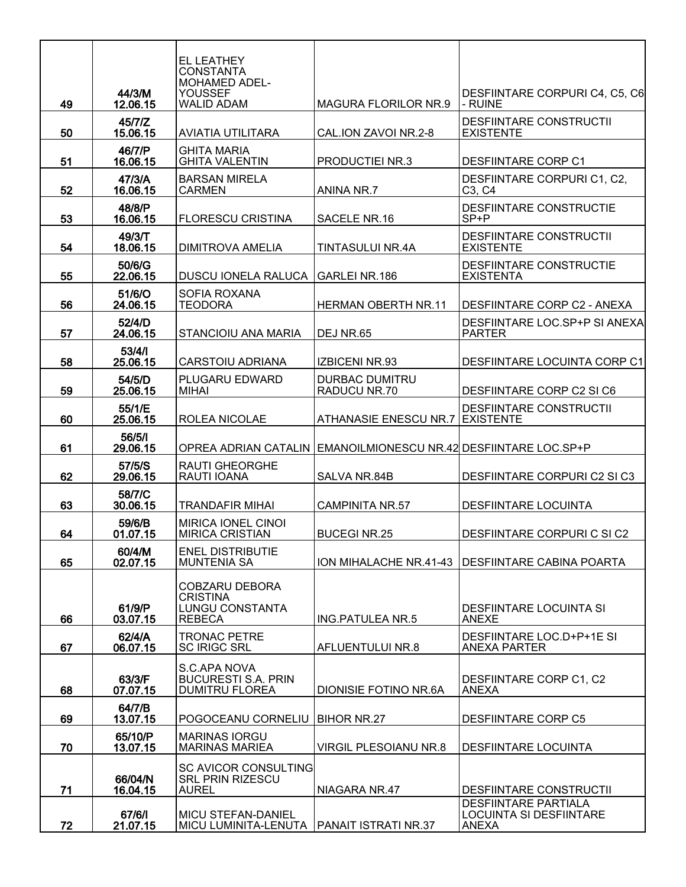| 49 | 44/3/M 12.06.15 | EL LEATHEY CONSTANTA MOHAMED ADEL-YOUSSEF WALID ADAM | MAGURA FLORILOR NR.9 | DESFIINTARE CORPURI C4, C5, C6 - RUINE |
|---|---|---|---|---|
| 50 | 45/7/Z 15.06.15 | AVIATIA UTILITARA | CAL.ION ZAVOI NR.2-8 | DESFIINTARE CONSTRUCTII EXISTENTE |
| 51 | 46/7/P 16.06.15 | GHITA MARIA GHITA VALENTIN | PRODUCTIEI NR.3 | DESFIINTARE CORP C1 |
| 52 | 47/3/A 16.06.15 | BARSAN MIRELA CARMEN | ANINA NR.7 | DESFIINTARE CORPURI C1, C2, C3, C4 |
| 53 | 48/8/P 16.06.15 | FLORESCU CRISTINA | SACELE NR.16 | DESFIINTARE CONSTRUCTIE SP+P |
| 54 | 49/3/T 18.06.15 | DIMITROVA AMELIA | TINTASULUI NR.4A | DESFIINTARE CONSTRUCTII EXISTENTE |
| 55 | 50/6/G 22.06.15 | DUSCU IONELA RALUCA | GARLEI NR.186 | DESFIINTARE CONSTRUCTIE EXISTENTA |
| 56 | 51/6/O 24.06.15 | SOFIA ROXANA TEODORA | HERMAN OBERTH NR.11 | DESFIINTARE CORP C2 - ANEXA |
| 57 | 52/4/D 24.06.15 | STANCIOIU ANA MARIA | DEJ NR.65 | DESFIINTARE LOC.SP+P SI ANEXA PARTER |
| 58 | 53/4/I 25.06.15 | CARSTOIU ADRIANA | IZBICENI NR.93 | DESFIINTARE LOCUINTA CORP C1 |
| 59 | 54/5/D 25.06.15 | PLUGARU EDWARD MIHAI | DURBAC DUMITRU RADUCU NR.70 | DESFIINTARE CORP C2 SI C6 |
| 60 | 55/1/E 25.06.15 | ROLEA NICOLAE | ATHANASIE ENESCU NR.7 | DESFIINTARE CONSTRUCTII EXISTENTE |
| 61 | 56/5/I 29.06.15 | OPREA ADRIAN CATALIN | EMANOILMIONESCU NR.42 | DESFIINTARE LOC.SP+P |
| 62 | 57/5/S 29.06.15 | RAUTI GHEORGHE RAUTI IOANA | SALVA NR.84B | DESFIINTARE CORPURI C2 SI C3 |
| 63 | 58/7/C 30.06.15 | TRANDAFIR MIHAI | CAMPINITA NR.57 | DESFIINTARE LOCUINTA |
| 64 | 59/6/B 01.07.15 | MIRICA IONEL CINOI MIRICA CRISTIAN | BUCEGI NR.25 | DESFIINTARE CORPURI C SI C2 |
| 65 | 60/4/M 02.07.15 | ENEL DISTRIBUTIE MUNTENIA SA | ION MIHALACHE NR.41-43 | DESFIINTARE CABINA POARTA |
| 66 | 61/9/P 03.07.15 | COBZARU DEBORA CRISTINA LUNGU CONSTANTA REBECA | ING.PATULEA NR.5 | DESFIINTARE LOCUINTA SI ANEXE |
| 67 | 62/4/A 06.07.15 | TRONAC PETRE SC IRIGC SRL | AFLUENTULUI NR.8 | DESFIINTARE LOC.D+P+1E SI ANEXA PARTER |
| 68 | 63/3/F 07.07.15 | S.C.APA NOVA BUCURESTI S.A. PRIN DUMITRU FLOREA | DIONISIE FOTINO NR.6A | DESFIINTARE CORP C1, C2 ANEXA |
| 69 | 64/7/B 13.07.15 | POGOCEANU CORNELIU | BIHOR NR.27 | DESFIINTARE CORP C5 |
| 70 | 65/10/P 13.07.15 | MARINAS IORGU MARINAS MARIEA | VIRGIL PLESOIANU NR.8 | DESFIINTARE LOCUINTA |
| 71 | 66/04/N 16.04.15 | SC AVICOR CONSULTING SRL PRIN RIZESCU AUREL | NIAGARA NR.47 | DESFIINTARE CONSTRUCTII |
| 72 | 67/6/I 21.07.15 | MICU STEFAN-DANIEL MICU LUMINITA-LENUTA | PANAIT ISTRATI NR.37 | DESFIINTARE PARTIALA LOCUINTA SI DESFIINTARE ANEXA |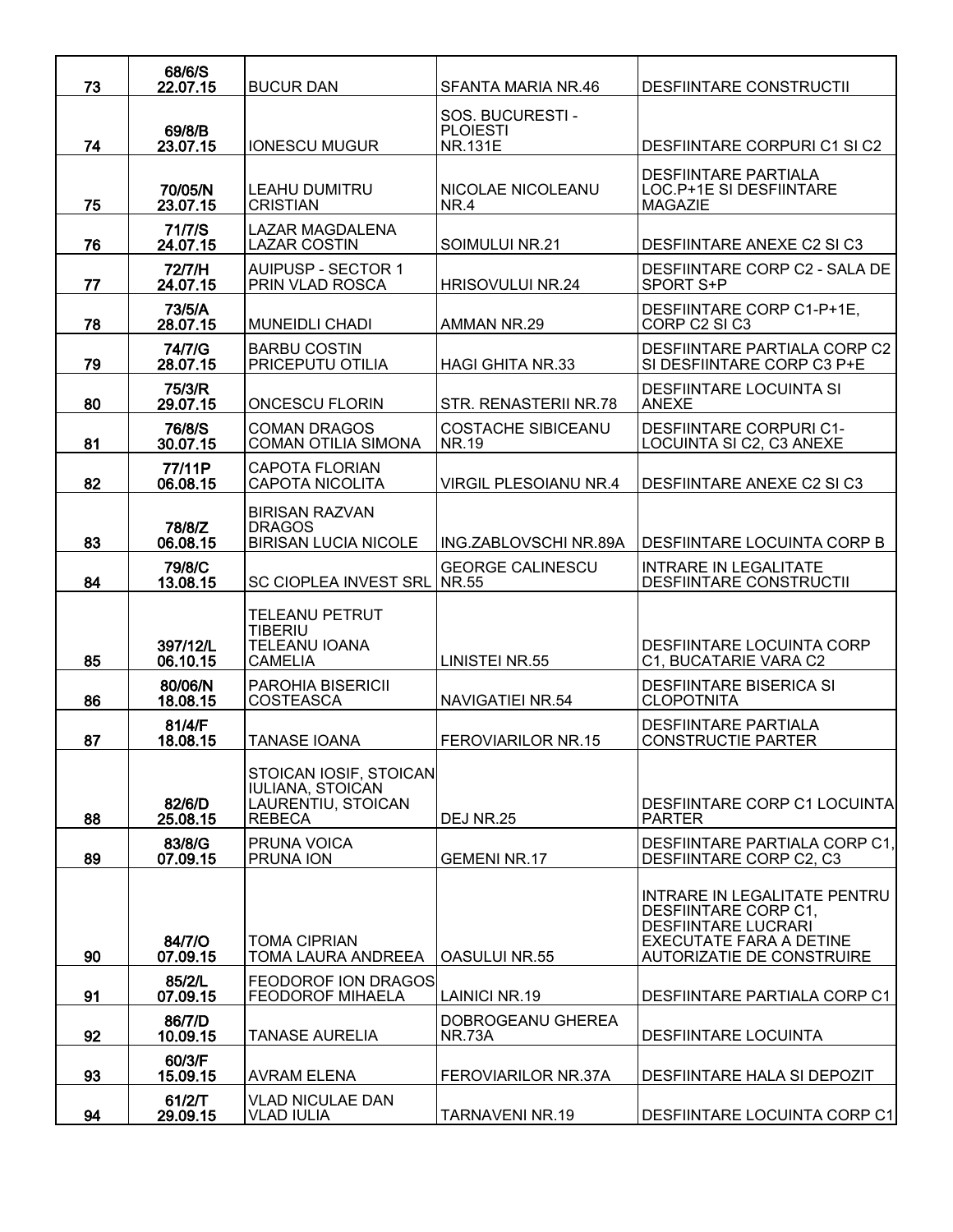| | | | | |
|---|---|---|---|---|
| 73 | 68/6/S 22.07.15 | BUCUR DAN | SFANTA MARIA NR.46 | DESFIINTARE CONSTRUCTII |
| 74 | 69/8/B 23.07.15 | IONESCU MUGUR | SOS. BUCURESTI - PLOIESTI NR.131E | DESFIINTARE CORPURI C1 SI C2 |
| 75 | 70/05/N 23.07.15 | LEAHU DUMITRU CRISTIAN | NICOLAE NICOLEANU NR.4 | DESFIINTARE PARTIALA LOC.P+1E SI DESFIINTARE MAGAZIE |
| 76 | 71/7/S 24.07.15 | LAZAR MAGDALENA LAZAR COSTIN | SOIMULUI NR.21 | DESFIINTARE ANEXE C2 SI C3 |
| 77 | 72/7/H 24.07.15 | AUIPUSP - SECTOR 1 PRIN VLAD ROSCA | HRISOVULUI NR.24 | DESFIINTARE CORP C2 - SALA DE SPORT S+P |
| 78 | 73/5/A 28.07.15 | MUNEIDLI CHADI | AMMAN NR.29 | DESFIINTARE CORP C1-P+1E, CORP C2 SI C3 |
| 79 | 74/7/G 28.07.15 | BARBU COSTIN PRICEPUTU OTILIA | HAGI GHITA NR.33 | DESFIINTARE PARTIALA CORP C2 SI DESFIINTARE CORP C3 P+E |
| 80 | 75/3/R 29.07.15 | ONCESCU FLORIN | STR. RENASTERII NR.78 | DESFIINTARE LOCUINTA SI ANEXE |
| 81 | 76/8/S 30.07.15 | COMAN DRAGOS COMAN OTILIA SIMONA | COSTACHE SIBICEANU NR.19 | DESFIINTARE CORPURI C1-LOCUINTA SI C2, C3 ANEXE |
| 82 | 77/11P 06.08.15 | CAPOTA FLORIAN CAPOTA NICOLITA | VIRGIL PLESOIANU NR.4 | DESFIINTARE ANEXE C2 SI C3 |
| 83 | 78/8/Z 06.08.15 | BIRISAN RAZVAN DRAGOS BIRISAN LUCIA NICOLE | ING.ZABLOVSCHI NR.89A | DESFIINTARE LOCUINTA CORP B |
| 84 | 79/8/C 13.08.15 | SC CIOPLEA INVEST SRL | GEORGE CALINESCU NR.55 | INTRARE IN LEGALITATE DESFIINTARE CONSTRUCTII |
| 85 | 397/12/L 06.10.15 | TELEANU PETRUT TIBERIU TELEANU IOANA CAMELIA | LINISTEI NR.55 | DESFIINTARE LOCUINTA CORP C1, BUCATARIE VARA C2 |
| 86 | 80/06/N 18.08.15 | PAROHIA BISERICII COSTEASCA | NAVIGATIEI NR.54 | DESFIINTARE BISERICA SI CLOPOTNITA |
| 87 | 81/4/F 18.08.15 | TANASE IOANA | FEROVIARILOR NR.15 | DESFIINTARE PARTIALA CONSTRUCTIE PARTER |
| 88 | 82/6/D 25.08.15 | STOICAN IOSIF, STOICAN IULIANA, STOICAN LAURENTIU, STOICAN REBECA | DEJ NR.25 | DESFIINTARE CORP C1 LOCUINTA PARTER |
| 89 | 83/8/G 07.09.15 | PRUNA VOICA PRUNA ION | GEMENI NR.17 | DESFIINTARE PARTIALA CORP C1, DESFIINTARE CORP C2, C3 |
| 90 | 84/7/O 07.09.15 | TOMA CIPRIAN TOMA LAURA ANDREEA | OASULUI NR.55 | INTRARE IN LEGALITATE PENTRU DESFIINTARE CORP C1, DESFIINTARI LUCRARI EXECUTATE FARA A DETINE AUTORIZATIE DE CONSTRUIRE |
| 91 | 85/2/L 07.09.15 | FEODOROF ION DRAGOS FEODOROF MIHAELA | LAINICI NR.19 | DESFIINTARE PARTIALA CORP C1 |
| 92 | 86/7/D 10.09.15 | TANASE AURELIA | DOBROGEANU GHEREA NR.73A | DESFIINTARE LOCUINTA |
| 93 | 60/3/F 15.09.15 | AVRAM ELENA | FEROVIARILOR NR.37A | DESFIINTARE HALA SI DEPOZIT |
| 94 | 61/2/T 29.09.15 | VLAD NICULAE DAN VLAD IULIA | TARNAVENI NR.19 | DESFIINTARE LOCUINTA CORP C1 |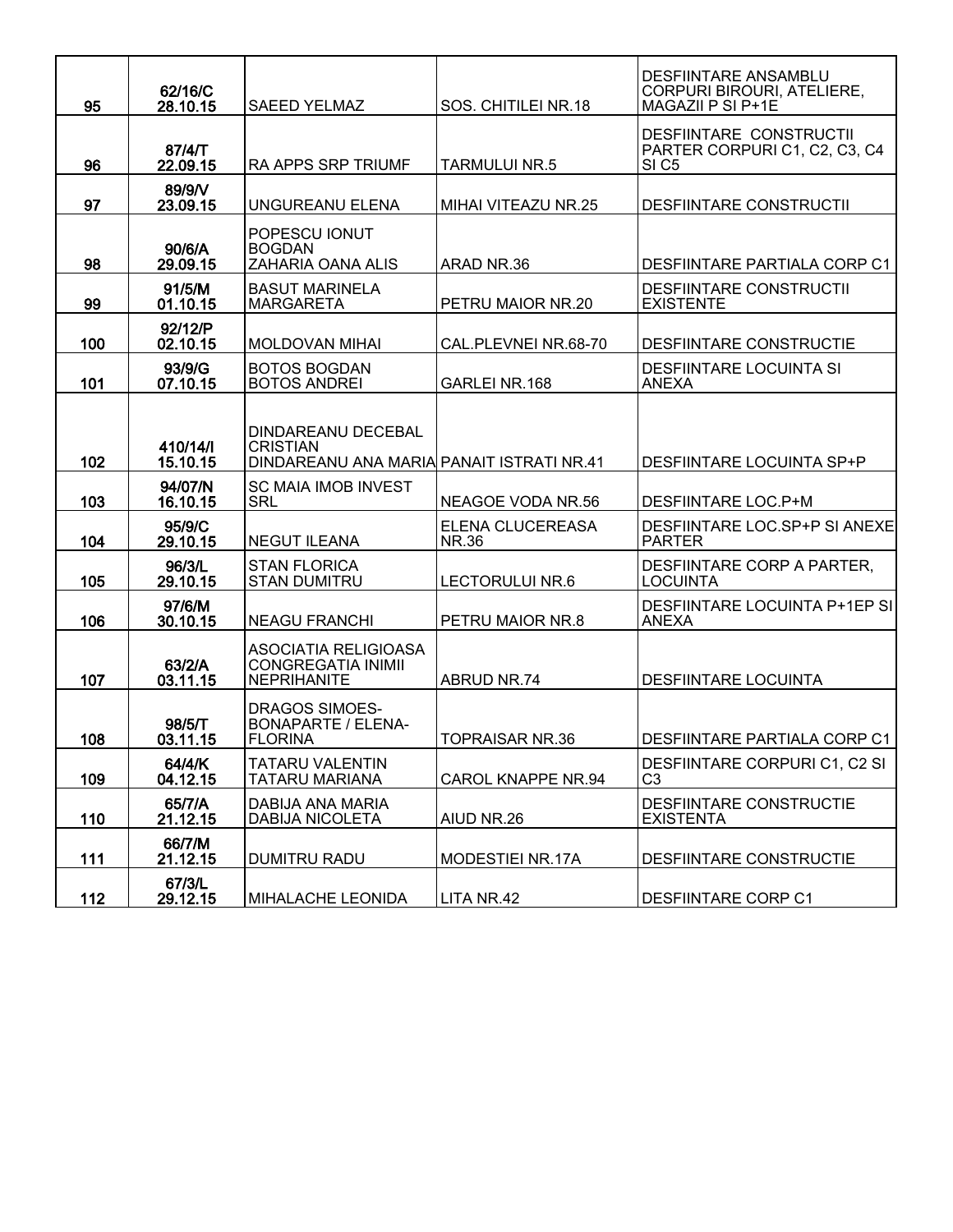| | | | | |
|---|---|---|---|---|
| 95 | 62/16/C 28.10.15 | SAEED YELMAZ | SOS. CHITILEI NR.18 | DESFIINTARE ANSAMBLU CORPURI BIROURI, ATELIERE, MAGAZII P SI P+1E |
| 96 | 87/4/T 22.09.15 | RA APPS SRP TRIUMF | TARMULUI NR.5 | DESFIINTARE CONSTRUCTII PARTER CORPURI C1, C2, C3, C4 SI C5 |
| 97 | 89/9/V 23.09.15 | UNGUREANU ELENA | MIHAI VITEAZU NR.25 | DESFIINTARE CONSTRUCTII |
| 98 | 90/6/A 29.09.15 | POPESCU IONUT BOGDAN ZAHARIA OANA ALIS | ARAD NR.36 | DESFIINTARE PARTIALA CORP C1 |
| 99 | 91/5/M 01.10.15 | BASUT MARINELA MARGARETA | PETRU MAIOR NR.20 | DESFIINTARE CONSTRUCTII EXISTENTE |
| 100 | 92/12/P 02.10.15 | MOLDOVAN MIHAI | CAL.PLEVNEI NR.68-70 | DESFIINTARE CONSTRUCTIE |
| 101 | 93/9/G 07.10.15 | BOTOS BOGDAN BOTOS ANDREI | GARLEI NR.168 | DESFIINTARE LOCUINTA SI ANEXA |
| 102 | 410/14/I 15.10.15 | DINDAREANU DECEBAL CRISTIAN DINDAREANU ANA MARIA | PANAIT ISTRATI NR.41 | DESFIINTARE LOCUINTA SP+P |
| 103 | 94/07/N 16.10.15 | SC MAIA IMOB INVEST SRL | NEAGOE VODA NR.56 | DESFIINTARE LOC.P+M |
| 104 | 95/9/C 29.10.15 | NEGUT ILEANA | ELENA CLUCEREASA NR.36 | DESFIINTARE LOC.SP+P SI ANEXE PARTER |
| 105 | 96/3/L 29.10.15 | STAN FLORICA STAN DUMITRU | LECTORULUI NR.6 | DESFIINTARE CORP A PARTER, LOCUINTA |
| 106 | 97/6/M 30.10.15 | NEAGU FRANCHI | PETRU MAIOR NR.8 | DESFIINTARE LOCUINTA P+1EP SI ANEXA |
| 107 | 63/2/A 03.11.15 | ASOCIATIA RELIGIOASA CONGREGATIA INIMII NEPRIHANITE | ABRUD NR.74 | DESFIINTARE LOCUINTA |
| 108 | 98/5/T 03.11.15 | DRAGOS SIMOES-BONAPARTE / ELENA-FLORINA | TOPRAISAR NR.36 | DESFIINTARE PARTIALA CORP C1 |
| 109 | 64/4/K 04.12.15 | TATARU VALENTIN TATARU MARIANA | CAROL KNAPPE NR.94 | DESFIINTARE CORPURI C1, C2 SI C3 |
| 110 | 65/7/A 21.12.15 | DABIJA ANA MARIA DABIJA NICOLETA | AIUD NR.26 | DESFIINTARE CONSTRUCTIE EXISTENTA |
| 111 | 66/7/M 21.12.15 | DUMITRU RADU | MODESTIEI NR.17A | DESFIINTARE CONSTRUCTIE |
| 112 | 67/3/L 29.12.15 | MIHALACHE LEONIDA | LITA NR.42 | DESFIINTARE CORP C1 |